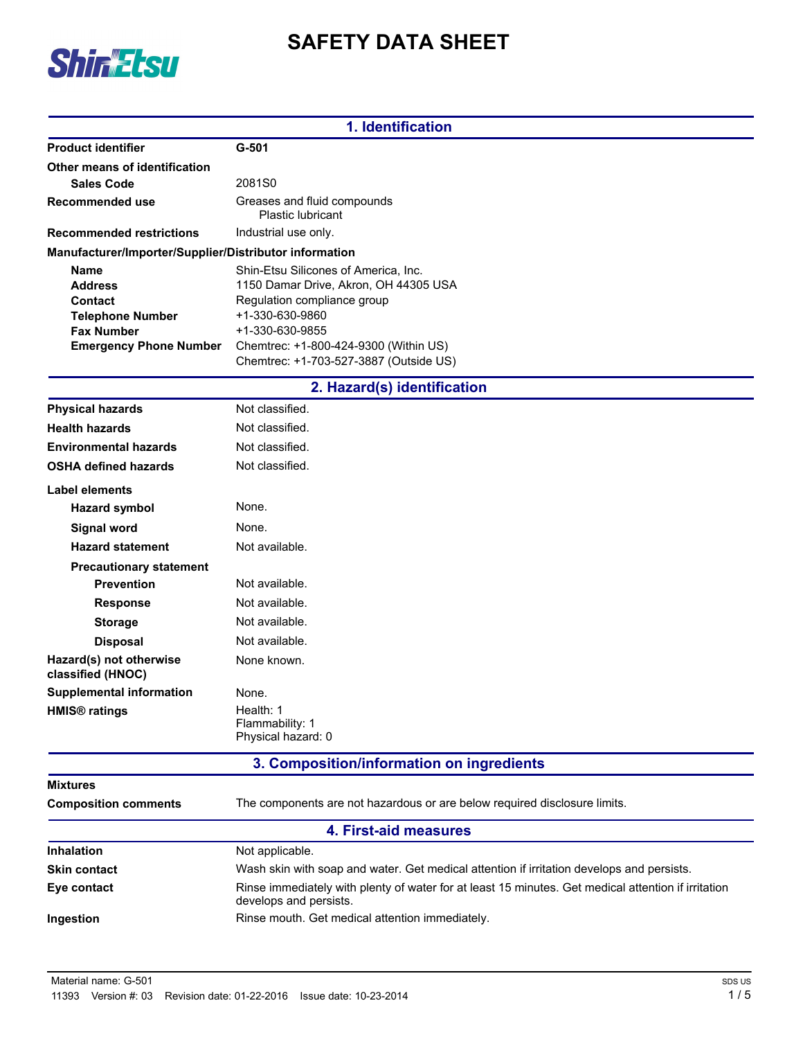# SAFETY DATA SHEET

## 1. Identification

| | |
|---|---|
| **Product identifier** | **G-501** |
| **Other means of identification** | |
| **Sales Code** | 2081S0 |
| **Recommended use** | Greases and fluid compounds<br>Plastic lubricant |
| **Recommended restrictions** | Industrial use only. |

**Manufacturer/Importer/Supplier/Distributor information**

| | |
|---|---|
| **Name** | Shin-Etsu Silicones of America, Inc. |
| **Address** | 1150 Damar Drive, Akron, OH 44305 USA |
| **Contact** | Regulation compliance group |
| **Telephone Number** | +1-330-630-9860 |
| **Fax Number** | +1-330-630-9855 |
| **Emergency Phone Number** | Chemtrec: +1-800-424-9300 (Within US)<br>Chemtrec: +1-703-527-3887 (Outside US) |

## 2. Hazard(s) identification

| | |
|---|---|
| **Physical hazards** | Not classified. |
| **Health hazards** | Not classified. |
| **Environmental hazards** | Not classified. |
| **OSHA defined hazards** | Not classified. |

**Label elements**

| | |
|---|---|
| **Hazard symbol** | None. |
| **Signal word** | None. |
| **Hazard statement** | Not available. |
| **Precautionary statement** | |
| **Prevention** | Not available. |
| **Response** | Not available. |
| **Storage** | Not available. |
| **Disposal** | Not available. |
| **Hazard(s) not otherwise classified (HNOC)** | None known. |
| **Supplemental information** | None. |
| **HMIS® ratings** | Health: 1<br>Flammability: 1<br>Physical hazard: 0 |

## 3. Composition/information on ingredients

**Mixtures**

| | |
|---|---|
| **Composition comments** | The components are not hazardous or are below required disclosure limits. |

## 4. First-aid measures

| | |
|---|---|
| **Inhalation** | Not applicable. |
| **Skin contact** | Wash skin with soap and water. Get medical attention if irritation develops and persists. |
| **Eye contact** | Rinse immediately with plenty of water for at least 15 minutes. Get medical attention if irritation develops and persists. |
| **Ingestion** | Rinse mouth. Get medical attention immediately. |

Material name: G-501
11393 Version #: 03 Revision date: 01-22-2016 Issue date: 10-23-2014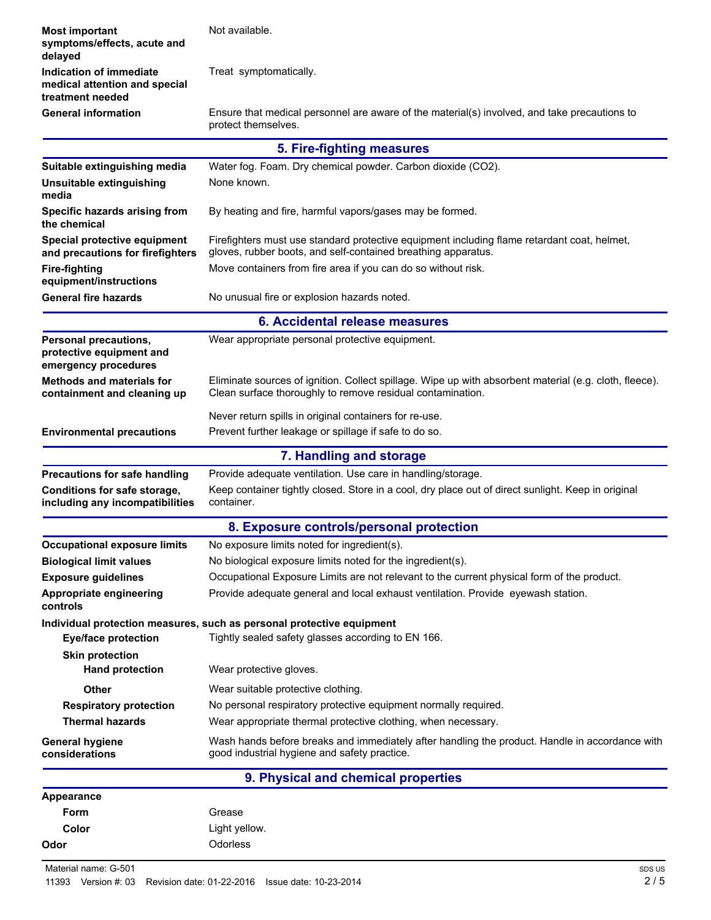| | |
|---|---|
| **Most important symptoms/effects, acute and delayed** | Not available. |
| **Indication of immediate medical attention and special treatment needed** | Treat symptomatically. |
| **General information** | Ensure that medical personnel are aware of the material(s) involved, and take precautions to protect themselves. |

## 5. Fire-fighting measures

| | |
|---|---|
| **Suitable extinguishing media** | Water fog. Foam. Dry chemical powder. Carbon dioxide ($CO_2$). |
| **Unsuitable extinguishing media** | None known. |
| **Specific hazards arising from the chemical** | By heating and fire, harmful vapors/gases may be formed. |
| **Special protective equipment and precautions for firefighters** | Firefighters must use standard protective equipment including flame retardant coat, helmet, gloves, rubber boots, and self-contained breathing apparatus. |
| **Fire-fighting equipment/instructions** | Move containers from fire area if you can do so without risk. |
| **General fire hazards** | No unusual fire or explosion hazards noted. |

## 6. Accidental release measures

| | |
|---|---|
| **Personal precautions, protective equipment and emergency procedures** | Wear appropriate personal protective equipment. |
| **Methods and materials for containment and cleaning up** | Eliminate sources of ignition. Collect spillage. Wipe up with absorbent material (e.g. cloth, fleece). Clean surface thoroughly to remove residual contamination.<br><br>Never return spills in original containers for re-use. |
| **Environmental precautions** | Prevent further leakage or spillage if safe to do so. |

## 7. Handling and storage

| | |
|---|---|
| **Precautions for safe handling** | Provide adequate ventilation. Use care in handling/storage. |
| **Conditions for safe storage, including any incompatibilities** | Keep container tightly closed. Store in a cool, dry place out of direct sunlight. Keep in original container. |

## 8. Exposure controls/personal protection

| | |
|---|---|
| **Occupational exposure limits** | No exposure limits noted for ingredient(s). |
| **Biological limit values** | No biological exposure limits noted for the ingredient(s). |
| **Exposure guidelines** | Occupational Exposure Limits are not relevant to the current physical form of the product. |
| **Appropriate engineering controls** | Provide adequate general and local exhaust ventilation. Provide eyewash station. |

**Individual protection measures, such as personal protective equipment**

| | |
|---|---|
| **Eye/face protection** | Tightly sealed safety glasses according to EN 166. |
| **Skin protection** | |
| **Hand protection** | Wear protective gloves. |
| **Other** | Wear suitable protective clothing. |
| **Respiratory protection** | No personal respiratory protective equipment normally required. |
| **Thermal hazards** | Wear appropriate thermal protective clothing, when necessary. |
| **General hygiene considerations** | Wash hands before breaks and immediately after handling the product. Handle in accordance with good industrial hygiene and safety practice. |

## 9. Physical and chemical properties

| | |
|---|---|
| **Appearance** | |
| **Form** | Grease |
| **Color** | Light yellow. |
| **Odor** | Odorless |

Material name: G-501

11393 Version #: 03 Revision date: 01-22-2016 Issue date: 10-23-2014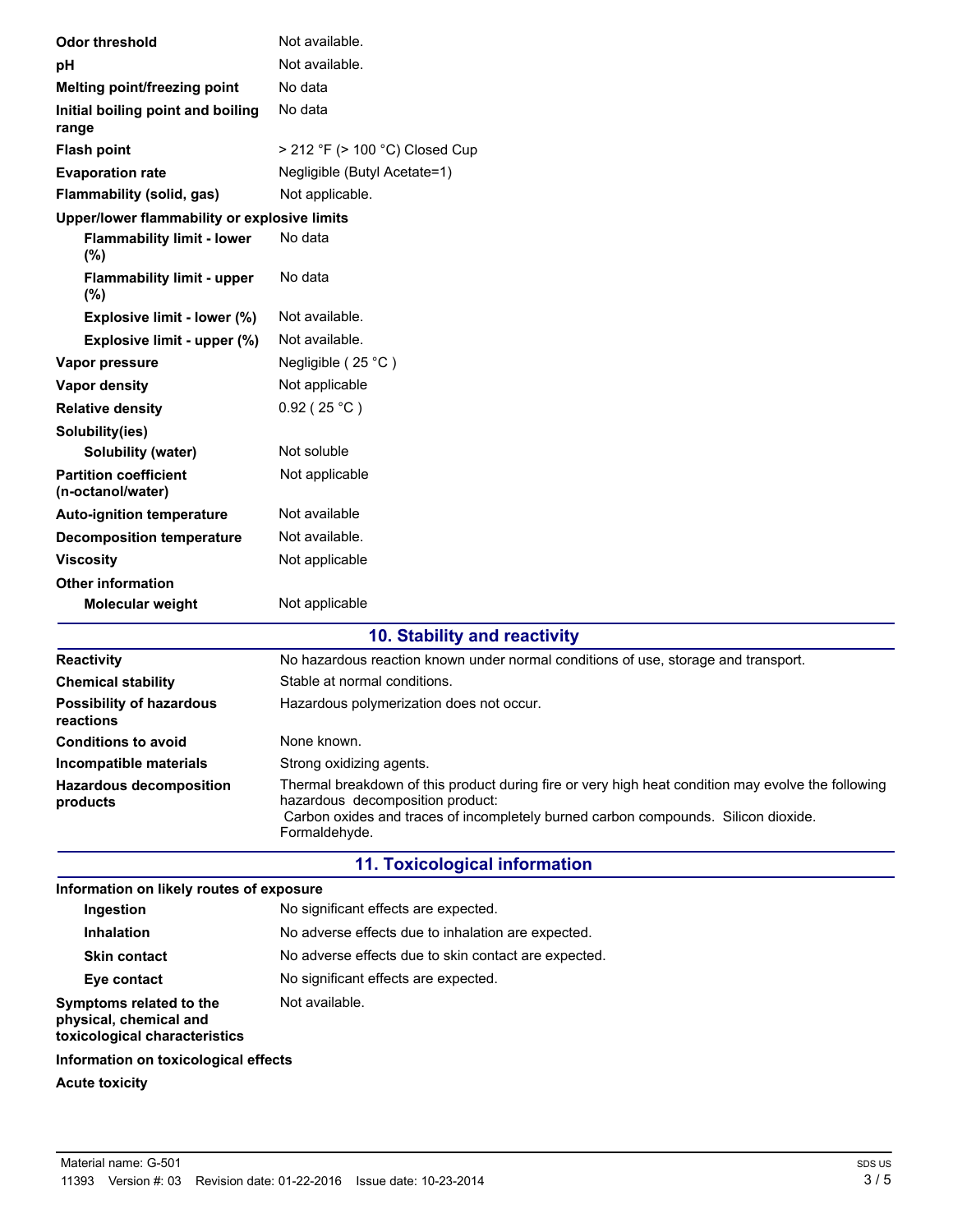| | |
|---|---|
| **Odor threshold** | Not available. |
| **pH** | Not available. |
| **Melting point/freezing point** | No data |
| **Initial boiling point and boiling range** | No data |
| **Flash point** | > 212 °F (> 100 °C) Closed Cup |
| **Evaporation rate** | Negligible (Butyl Acetate=1) |
| **Flammability (solid, gas)** | Not applicable. |
| **Upper/lower flammability or explosive limits** | |
| **Flammability limit - lower (%)** | No data |
| **Flammability limit - upper (%)** | No data |
| **Explosive limit - lower (%)** | Not available. |
| **Explosive limit - upper (%)** | Not available. |
| **Vapor pressure** | Negligible ( 25 °C ) |
| **Vapor density** | Not applicable |
| **Relative density** | 0.92 ( 25 °C ) |
| **Solubility(ies)** | |
| **Solubility (water)** | Not soluble |
| **Partition coefficient (n-octanol/water)** | Not applicable |
| **Auto-ignition temperature** | Not available |
| **Decomposition temperature** | Not available. |
| **Viscosity** | Not applicable |
| **Other information** | |
| **Molecular weight** | Not applicable |

## 10. Stability and reactivity

| | |
|---|---|
| **Reactivity** | No hazardous reaction known under normal conditions of use, storage and transport. |
| **Chemical stability** | Stable at normal conditions. |
| **Possibility of hazardous reactions** | Hazardous polymerization does not occur. |
| **Conditions to avoid** | None known. |
| **Incompatible materials** | Strong oxidizing agents. |
| **Hazardous decomposition products** | Thermal breakdown of this product during fire or very high heat condition may evolve the following hazardous decomposition product: Carbon oxides and traces of incompletely burned carbon compounds. Silicon dioxide. Formaldehyde. |

## 11. Toxicological information

**Information on likely routes of exposure**

| | |
|---|---|
| **Ingestion** | No significant effects are expected. |
| **Inhalation** | No adverse effects due to inhalation are expected. |
| **Skin contact** | No adverse effects due to skin contact are expected. |
| **Eye contact** | No significant effects are expected. |
| **Symptoms related to the physical, chemical and toxicological characteristics** | Not available. |

**Information on toxicological effects**

**Acute toxicity**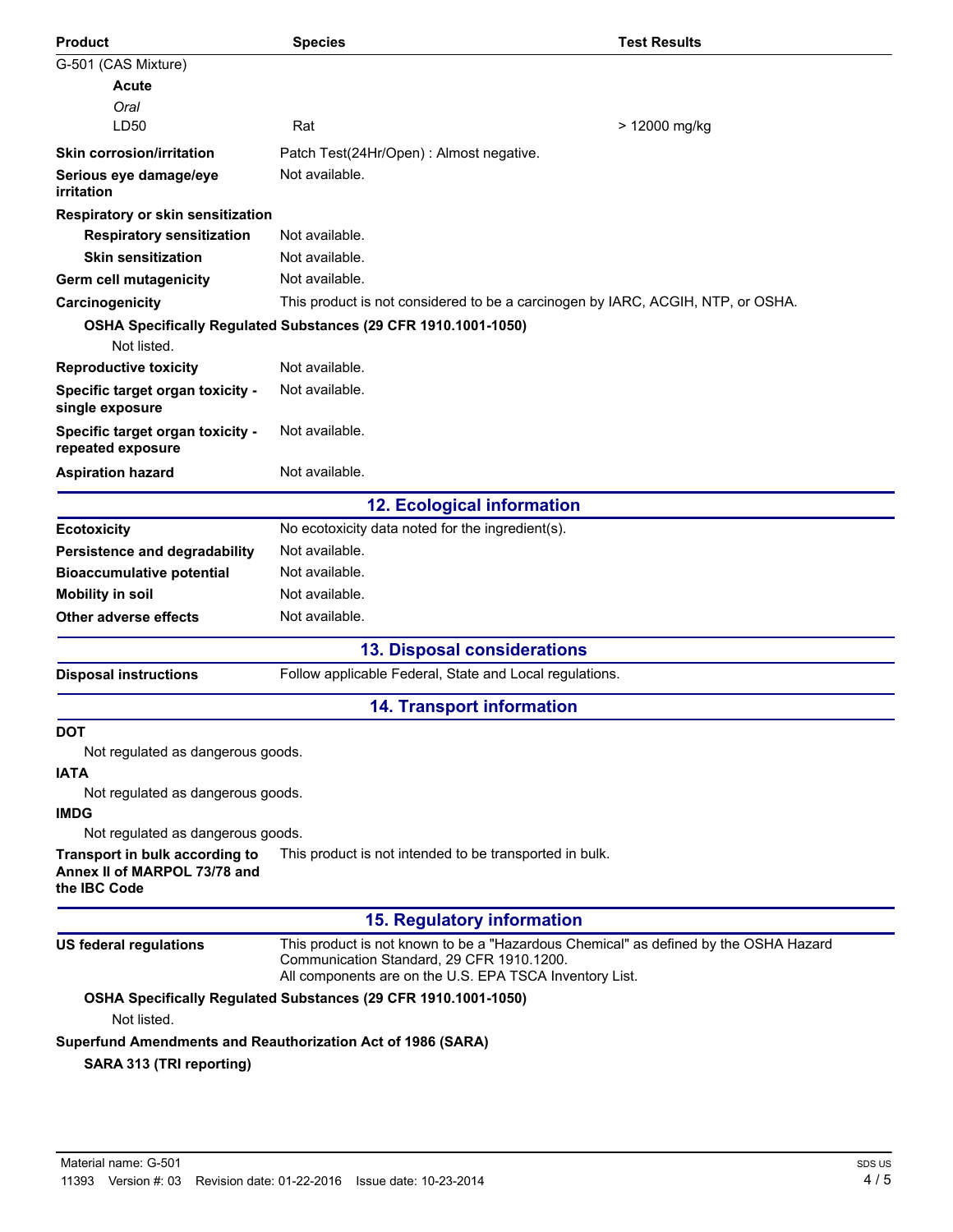| Product | Species | Test Results |
| --- | --- | --- |
| G-501 (CAS Mixture) | | |
| **Acute** | | |
| *Oral* | | |
| LD50 | Rat | > 12000 mg/kg |

**Skin corrosion/irritation**: Patch Test(24Hr/Open) : Almost negative.

**Serious eye damage/eye irritation**: Not available.

**Respiratory or skin sensitization**

**Respiratory sensitization**: Not available.

**Skin sensitization**: Not available.

**Germ cell mutagenicity**: Not available.

**Carcinogenicity**: This product is not considered to be a carcinogen by IARC, ACGIH, NTP, or OSHA.

**OSHA Specifically Regulated Substances (29 CFR 1910.1001-1050)**

Not listed.

**Reproductive toxicity**: Not available.

**Specific target organ toxicity - single exposure**: Not available.

**Specific target organ toxicity - repeated exposure**: Not available.

**Aspiration hazard**: Not available.

## 12. Ecological information

**Ecotoxicity**: No ecotoxicity data noted for the ingredient(s).

**Persistence and degradability**: Not available.

**Bioaccumulative potential**: Not available.

**Mobility in soil**: Not available.

**Other adverse effects**: Not available.

## 13. Disposal considerations

**Disposal instructions**: Follow applicable Federal, State and Local regulations.

## 14. Transport information

**DOT**

Not regulated as dangerous goods.

**IATA**

Not regulated as dangerous goods.

**IMDG**

Not regulated as dangerous goods.

**Transport in bulk according to Annex II of MARPOL 73/78 and the IBC Code**: This product is not intended to be transported in bulk.

## 15. Regulatory information

**US federal regulations**: This product is not known to be a "Hazardous Chemical" as defined by the OSHA Hazard Communication Standard, 29 CFR 1910.1200.
All components are on the U.S. EPA TSCA Inventory List.

**OSHA Specifically Regulated Substances (29 CFR 1910.1001-1050)**

Not listed.

**Superfund Amendments and Reauthorization Act of 1986 (SARA)**

**SARA 313 (TRI reporting)**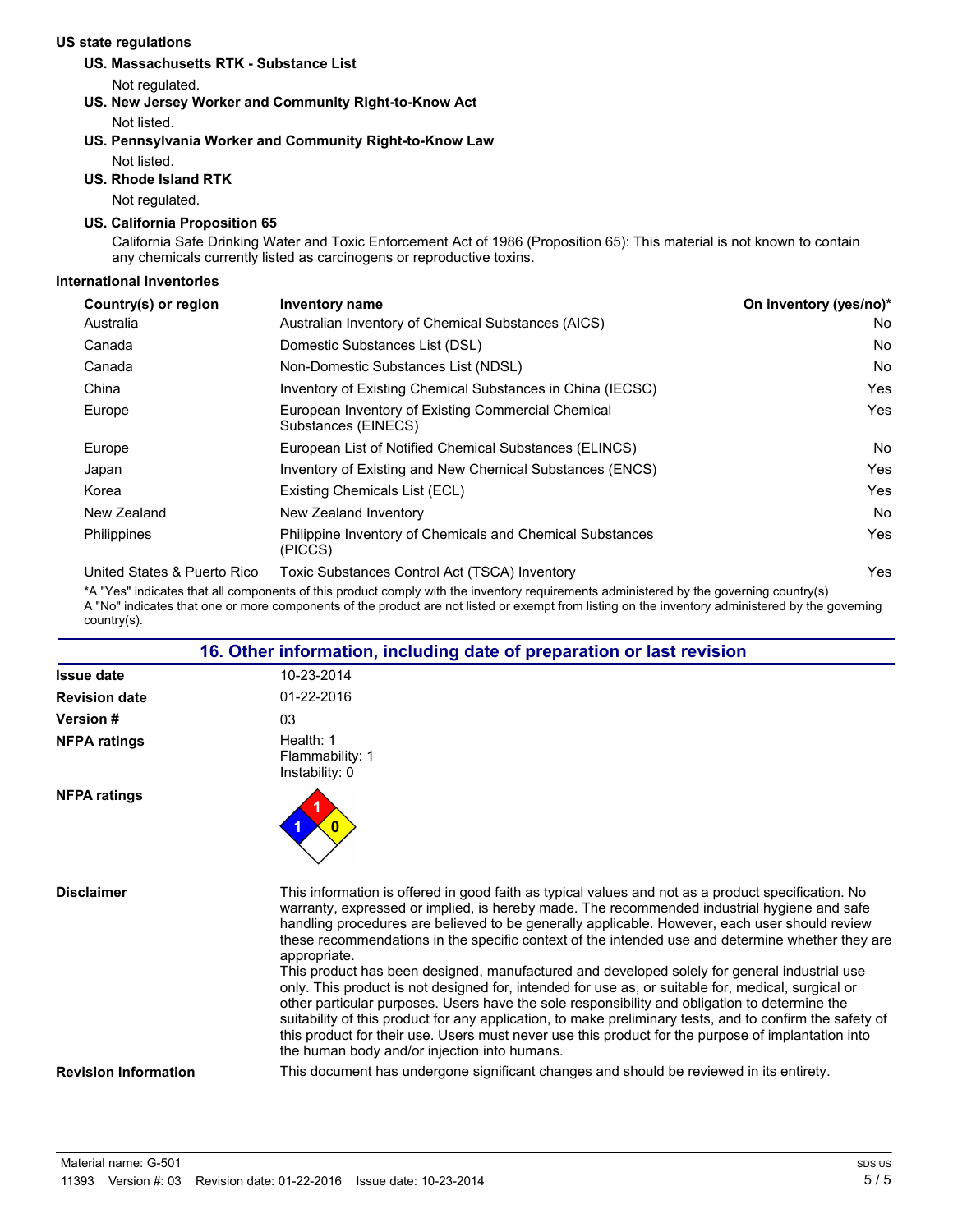**US state regulations**

**US. Massachusetts RTK - Substance List**

Not regulated.

**US. New Jersey Worker and Community Right-to-Know Act**

Not listed.

**US. Pennsylvania Worker and Community Right-to-Know Law**

Not listed.

**US. Rhode Island RTK**

Not regulated.

**US. California Proposition 65**

California Safe Drinking Water and Toxic Enforcement Act of 1986 (Proposition 65): This material is not known to contain any chemicals currently listed as carcinogens or reproductive toxins.

**International Inventories**

| Country(s) or region | Inventory name | On inventory (yes/no)* |
|---|---|---|
| Australia | Australian Inventory of Chemical Substances (AICS) | No |
| Canada | Domestic Substances List (DSL) | No |
| Canada | Non-Domestic Substances List (NDSL) | No |
| China | Inventory of Existing Chemical Substances in China (IECSC) | Yes |
| Europe | European Inventory of Existing Commercial Chemical Substances (EINECS) | Yes |
| Europe | European List of Notified Chemical Substances (ELINCS) | No |
| Japan | Inventory of Existing and New Chemical Substances (ENCS) | Yes |
| Korea | Existing Chemicals List (ECL) | Yes |
| New Zealand | New Zealand Inventory | No |
| Philippines | Philippine Inventory of Chemicals and Chemical Substances (PICCS) | Yes |
| United States & Puerto Rico | Toxic Substances Control Act (TSCA) Inventory | Yes |

*A "Yes" indicates that all components of this product comply with the inventory requirements administered by the governing country(s)
A "No" indicates that one or more components of the product are not listed or exempt from listing on the inventory administered by the governing country(s).

## 16. Other information, including date of preparation or last revision

**Issue date** 10-23-2014

**Revision date** 01-22-2016

**Version #** 03

**NFPA ratings** Health: 1
Flammability: 1
Instability: 0

**NFPA ratings**

1
1 0

**Disclaimer** This information is offered in good faith as typical values and not as a product specification. No warranty, expressed or implied, is hereby made. The recommended industrial hygiene and safe handling procedures are believed to be generally applicable. However, each user should review these recommendations in the specific context of the intended use and determine whether they are appropriate.
This product has been designed, manufactured and developed solely for general industrial use only. This product is not designed for, intended for use as, or suitable for, medical, surgical or other particular purposes. Users have the sole responsibility and obligation to determine the suitability of this product for any application, to make preliminary tests, and to confirm the safety of this product for their use. Users must never use this product for the purpose of implantation into the human body and/or injection into humans.

**Revision Information** This document has undergone significant changes and should be reviewed in its entirety.